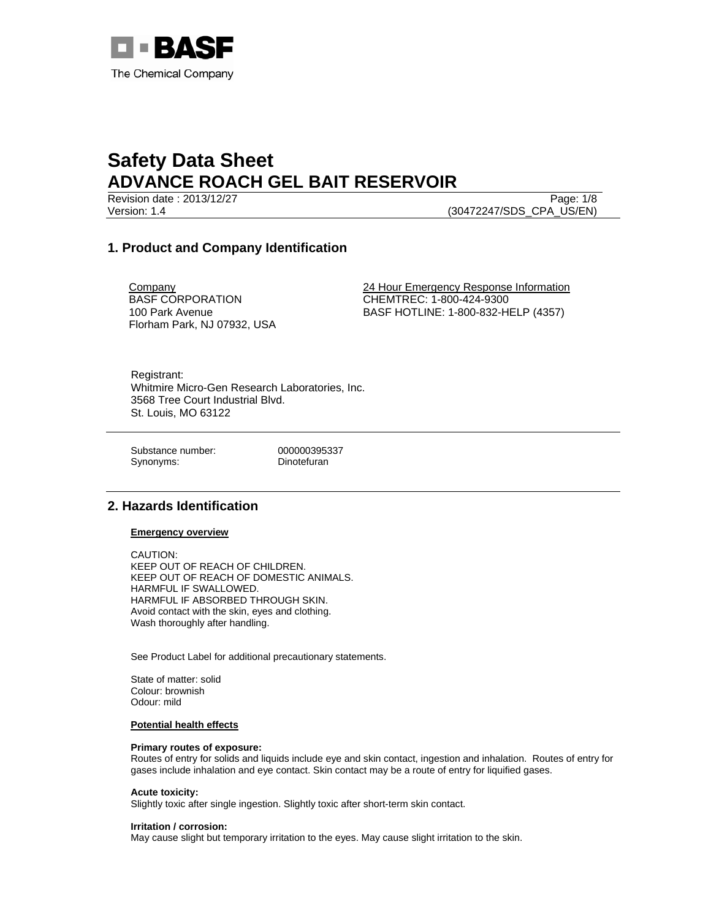BASF
The Chemical Company

# Safety Data Sheet
# ADVANCE ROACH GEL BAIT RESERVOIR

Revision date : 2013/12/27
Version: 1.4
(30472247/SDS_CPA_US/EN)

## 1. Product and Company Identification

Company
BASF CORPORATION
100 Park Avenue
Florham Park, NJ 07932, USA

24 Hour Emergency Response Information
CHEMTREC: 1-800-424-9300
BASF HOTLINE: 1-800-832-HELP (4357)

Registrant:
Whitmire Micro-Gen Research Laboratories, Inc.
3568 Tree Court Industrial Blvd.
St. Louis, MO 63122

Substance number: 000000395337
Synonyms: Dinotefuran

## 2. Hazards Identification

**Emergency overview**

CAUTION:
KEEP OUT OF REACH OF CHILDREN.
KEEP OUT OF REACH OF DOMESTIC ANIMALS.
HARMFUL IF SWALLOWED.
HARMFUL IF ABSORBED THROUGH SKIN.
Avoid contact with the skin, eyes and clothing.
Wash thoroughly after handling.

See Product Label for additional precautionary statements.

State of matter: solid
Colour: brownish
Odour: mild

**Potential health effects**

**Primary routes of exposure:**
Routes of entry for solids and liquids include eye and skin contact, ingestion and inhalation. Routes of entry for gases include inhalation and eye contact. Skin contact may be a route of entry for liquified gases.

**Acute toxicity:**
Slightly toxic after single ingestion. Slightly toxic after short-term skin contact.

**Irritation / corrosion:**
May cause slight but temporary irritation to the eyes. May cause slight irritation to the skin.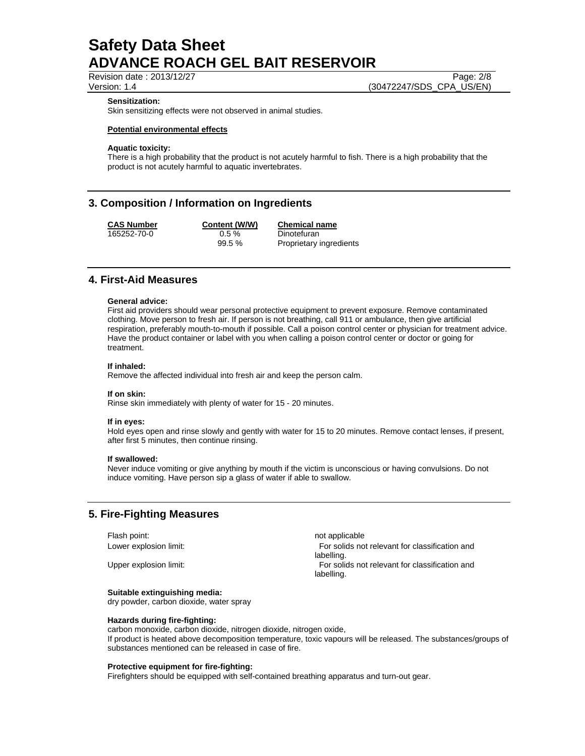**Sensitization:**
Skin sensitizing effects were not observed in animal studies.

**Potential environmental effects**

**Aquatic toxicity:**
There is a high probability that the product is not acutely harmful to fish. There is a high probability that the product is not acutely harmful to aquatic invertebrates.

## 3. Composition / Information on Ingredients

| CAS Number | Content (W/W) | Chemical name |
|---|---|---|
| 165252-70-0 | 0.5 % | Dinotefuran |
| | 99.5 % | Proprietary ingredients |

## 4. First-Aid Measures

**General advice:**
First aid providers should wear personal protective equipment to prevent exposure. Remove contaminated clothing. Move person to fresh air. If person is not breathing, call 911 or ambulance, then give artificial respiration, preferably mouth-to-mouth if possible. Call a poison control center or physician for treatment advice. Have the product container or label with you when calling a poison control center or doctor or going for treatment.

**If inhaled:**
Remove the affected individual into fresh air and keep the person calm.

**If on skin:**
Rinse skin immediately with plenty of water for 15 - 20 minutes.

**If in eyes:**
Hold eyes open and rinse slowly and gently with water for 15 to 20 minutes. Remove contact lenses, if present, after first 5 minutes, then continue rinsing.

**If swallowed:**
Never induce vomiting or give anything by mouth if the victim is unconscious or having convulsions. Do not induce vomiting. Have person sip a glass of water if able to swallow.

## 5. Fire-Fighting Measures

| | |
|---|---|
| Flash point: | not applicable |
| Lower explosion limit: | For solids not relevant for classification and labelling. |
| Upper explosion limit: | For solids not relevant for classification and labelling. |

**Suitable extinguishing media:**
dry powder, carbon dioxide, water spray

**Hazards during fire-fighting:**
carbon monoxide, carbon dioxide, nitrogen dioxide, nitrogen oxide,
If product is heated above decomposition temperature, toxic vapours will be released. The substances/groups of substances mentioned can be released in case of fire.

**Protective equipment for fire-fighting:**
Firefighters should be equipped with self-contained breathing apparatus and turn-out gear.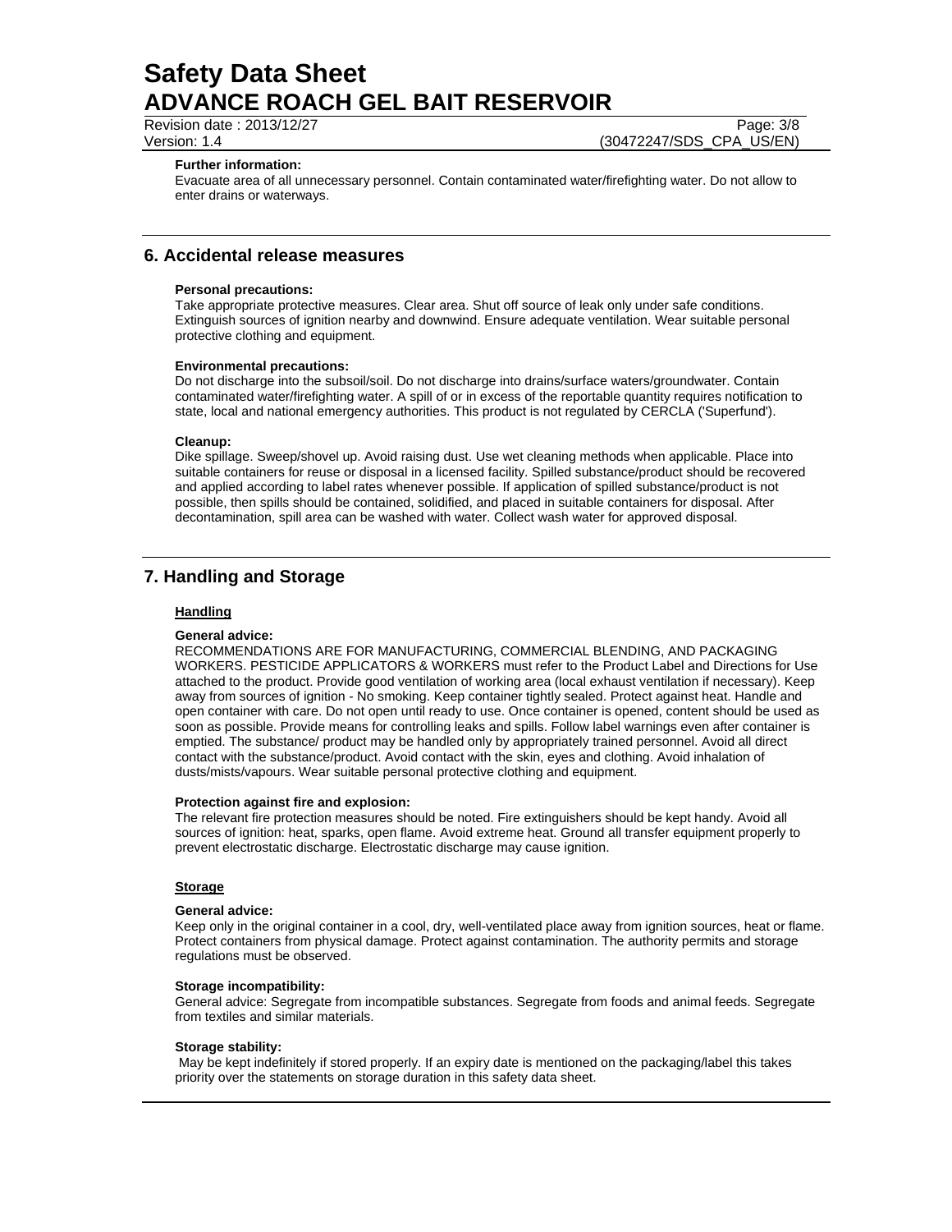**Further information:**
Evacuate area of all unnecessary personnel. Contain contaminated water/firefighting water. Do not allow to enter drains or waterways.

## 6. Accidental release measures

**Personal precautions:**
Take appropriate protective measures. Clear area. Shut off source of leak only under safe conditions. Extinguish sources of ignition nearby and downwind. Ensure adequate ventilation. Wear suitable personal protective clothing and equipment.

**Environmental precautions:**
Do not discharge into the subsoil/soil. Do not discharge into drains/surface waters/groundwater. Contain contaminated water/firefighting water. A spill of or in excess of the reportable quantity requires notification to state, local and national emergency authorities. This product is not regulated by CERCLA ('Superfund').

**Cleanup:**
Dike spillage. Sweep/shovel up. Avoid raising dust. Use wet cleaning methods when applicable. Place into suitable containers for reuse or disposal in a licensed facility. Spilled substance/product should be recovered and applied according to label rates whenever possible. If application of spilled substance/product is not possible, then spills should be contained, solidified, and placed in suitable containers for disposal. After decontamination, spill area can be washed with water. Collect wash water for approved disposal.

## 7. Handling and Storage

### Handling

**General advice:**
RECOMMENDATIONS ARE FOR MANUFACTURING, COMMERCIAL BLENDING, AND PACKAGING WORKERS. PESTICIDE APPLICATORS & WORKERS must refer to the Product Label and Directions for Use attached to the product. Provide good ventilation of working area (local exhaust ventilation if necessary). Keep away from sources of ignition - No smoking. Keep container tightly sealed. Protect against heat. Handle and open container with care. Do not open until ready to use. Once container is opened, content should be used as soon as possible. Provide means for controlling leaks and spills. Follow label warnings even after container is emptied. The substance/ product may be handled only by appropriately trained personnel. Avoid all direct contact with the substance/product. Avoid contact with the skin, eyes and clothing. Avoid inhalation of dusts/mists/vapours. Wear suitable personal protective clothing and equipment.

**Protection against fire and explosion:**
The relevant fire protection measures should be noted. Fire extinguishers should be kept handy. Avoid all sources of ignition: heat, sparks, open flame. Avoid extreme heat. Ground all transfer equipment properly to prevent electrostatic discharge. Electrostatic discharge may cause ignition.

### Storage

**General advice:**
Keep only in the original container in a cool, dry, well-ventilated place away from ignition sources, heat or flame. Protect containers from physical damage. Protect against contamination. The authority permits and storage regulations must be observed.

**Storage incompatibility:**
General advice: Segregate from incompatible substances. Segregate from foods and animal feeds. Segregate from textiles and similar materials.

**Storage stability:**
May be kept indefinitely if stored properly. If an expiry date is mentioned on the packaging/label this takes priority over the statements on storage duration in this safety data sheet.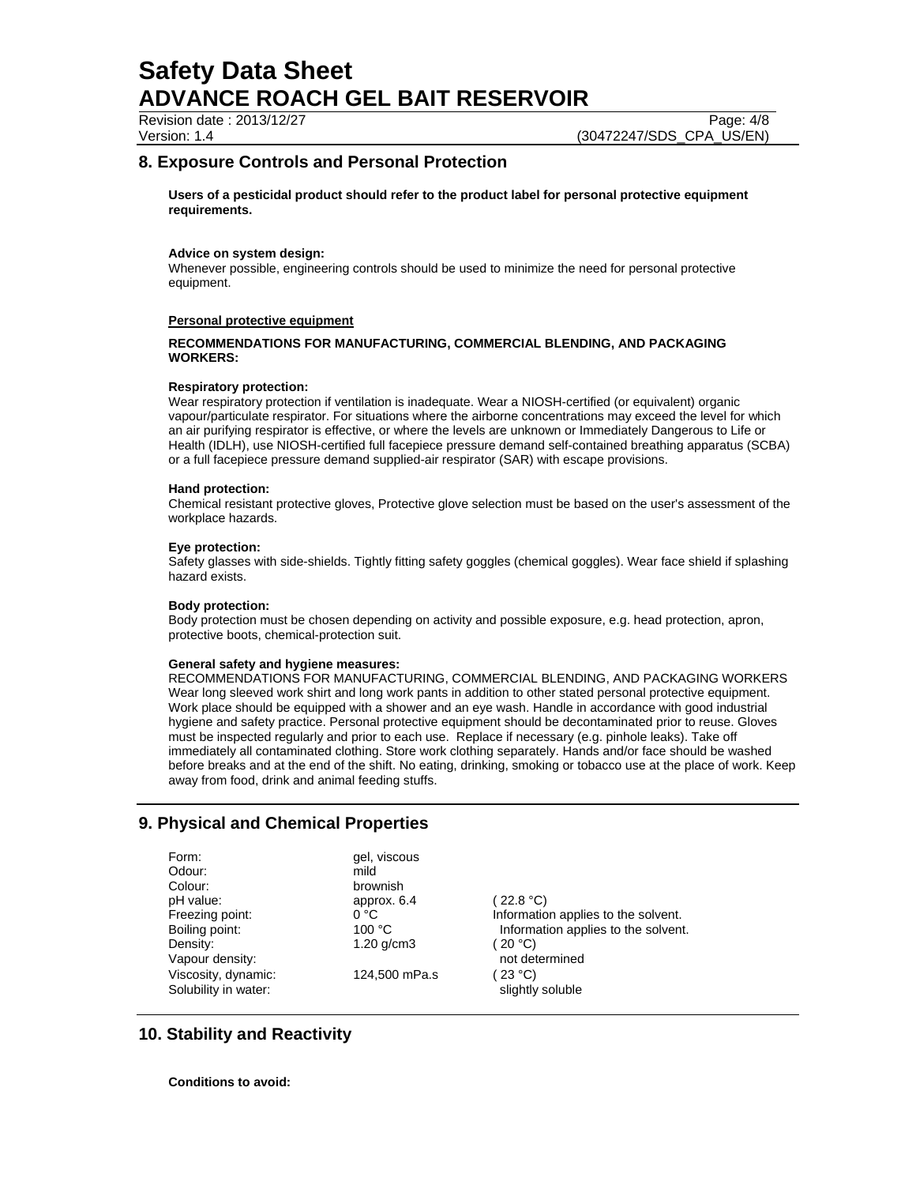## 8. Exposure Controls and Personal Protection

**Users of a pesticidal product should refer to the product label for personal protective equipment requirements.**

**Advice on system design:**
Whenever possible, engineering controls should be used to minimize the need for personal protective equipment.

**Personal protective equipment**

**RECOMMENDATIONS FOR MANUFACTURING, COMMERCIAL BLENDING, AND PACKAGING WORKERS:**

**Respiratory protection:**
Wear respiratory protection if ventilation is inadequate. Wear a NIOSH-certified (or equivalent) organic vapour/particulate respirator. For situations where the airborne concentrations may exceed the level for which an air purifying respirator is effective, or where the levels are unknown or Immediately Dangerous to Life or Health (IDLH), use NIOSH-certified full facepiece pressure demand self-contained breathing apparatus (SCBA) or a full facepiece pressure demand supplied-air respirator (SAR) with escape provisions.

**Hand protection:**
Chemical resistant protective gloves, Protective glove selection must be based on the user's assessment of the workplace hazards.

**Eye protection:**
Safety glasses with side-shields. Tightly fitting safety goggles (chemical goggles). Wear face shield if splashing hazard exists.

**Body protection:**
Body protection must be chosen depending on activity and possible exposure, e.g. head protection, apron, protective boots, chemical-protection suit.

**General safety and hygiene measures:**
RECOMMENDATIONS FOR MANUFACTURING, COMMERCIAL BLENDING, AND PACKAGING WORKERS
Wear long sleeved work shirt and long work pants in addition to other stated personal protective equipment. Work place should be equipped with a shower and an eye wash. Handle in accordance with good industrial hygiene and safety practice. Personal protective equipment should be decontaminated prior to reuse. Gloves must be inspected regularly and prior to each use. Replace if necessary (e.g. pinhole leaks). Take off immediately all contaminated clothing. Store work clothing separately. Hands and/or face should be washed before breaks and at the end of the shift. No eating, drinking, smoking or tobacco use at the place of work. Keep away from food, drink and animal feeding stuffs.

## 9. Physical and Chemical Properties

| | | |
|---|---|---|
| Form: | gel, viscous | |
| Odour: | mild | |
| Colour: | brownish | |
| pH value: | approx. 6.4 | ( 22.8 °C) |
| Freezing point: | 0 °C | Information applies to the solvent. |
| Boiling point: | 100 °C | Information applies to the solvent. |
| Density: | 1.20 g/cm3 | ( 20 °C) |
| Vapour density: | | not determined |
| Viscosity, dynamic: | 124,500 mPa.s | ( 23 °C) |
| Solubility in water: | | slightly soluble |

## 10. Stability and Reactivity

**Conditions to avoid:**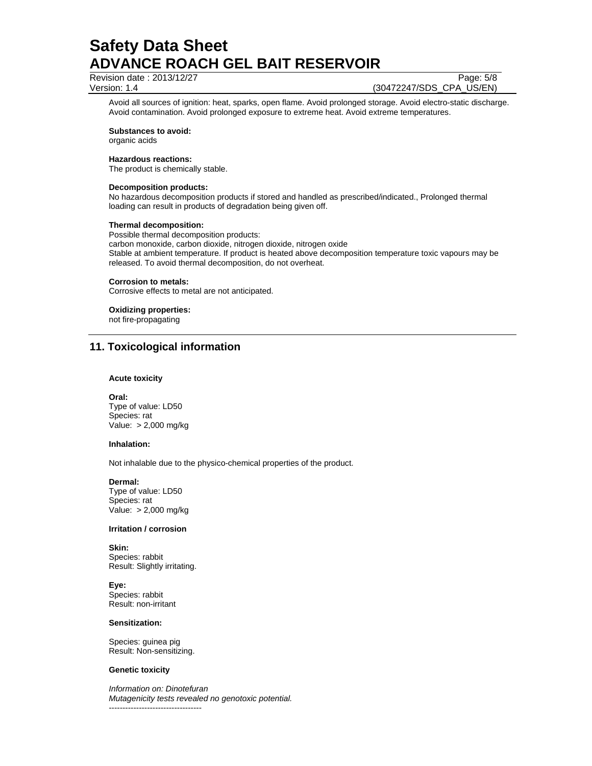Avoid all sources of ignition: heat, sparks, open flame. Avoid prolonged storage. Avoid electro-static discharge. Avoid contamination. Avoid prolonged exposure to extreme heat. Avoid extreme temperatures.

**Substances to avoid:**
organic acids

**Hazardous reactions:**
The product is chemically stable.

**Decomposition products:**
No hazardous decomposition products if stored and handled as prescribed/indicated., Prolonged thermal loading can result in products of degradation being given off.

**Thermal decomposition:**
Possible thermal decomposition products:
carbon monoxide, carbon dioxide, nitrogen dioxide, nitrogen oxide
Stable at ambient temperature. If product is heated above decomposition temperature toxic vapours may be released. To avoid thermal decomposition, do not overheat.

**Corrosion to metals:**
Corrosive effects to metal are not anticipated.

**Oxidizing properties:**
not fire-propagating

## 11. Toxicological information

**Acute toxicity**

**Oral:**
Type of value: LD50
Species: rat
Value: > 2,000 mg/kg

**Inhalation:**

Not inhalable due to the physico-chemical properties of the product.

**Dermal:**
Type of value: LD50
Species: rat
Value: > 2,000 mg/kg

**Irritation / corrosion**

**Skin:**
Species: rabbit
Result: Slightly irritating.

**Eye:**
Species: rabbit
Result: non-irritant

**Sensitization:**

Species: guinea pig
Result: Non-sensitizing.

**Genetic toxicity**

*Information on: Dinotefuran*
*Mutagenicity tests revealed no genotoxic potential.*
----------------------------------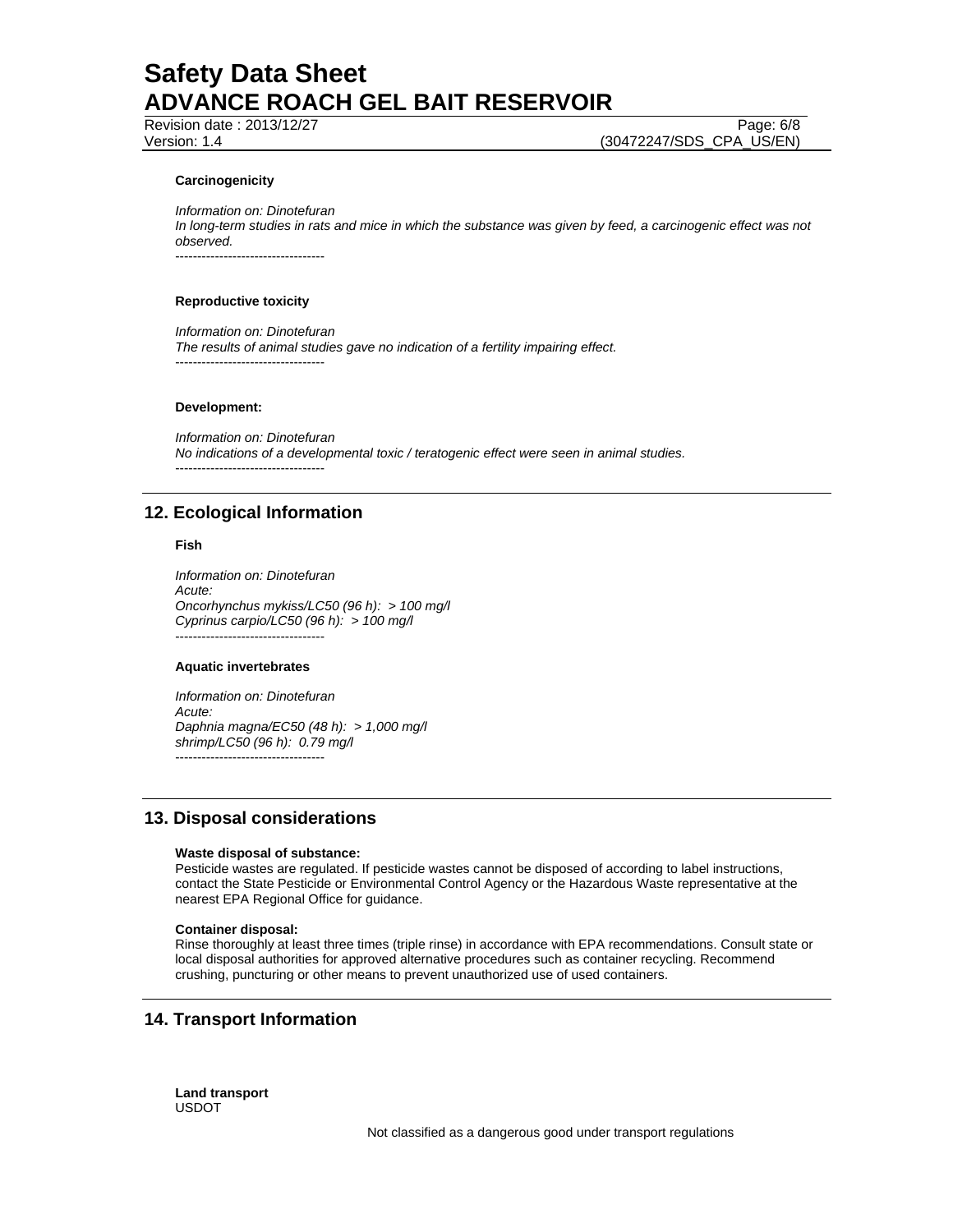**Carcinogenicity**

*Information on: Dinotefuran*
*In long-term studies in rats and mice in which the substance was given by feed, a carcinogenic effect was not observed.*
----------------------------------

**Reproductive toxicity**

*Information on: Dinotefuran*
*The results of animal studies gave no indication of a fertility impairing effect.*
----------------------------------

**Development:**

*Information on: Dinotefuran*
*No indications of a developmental toxic / teratogenic effect were seen in animal studies.*
----------------------------------

## 12. Ecological Information

**Fish**

*Information on: Dinotefuran*
*Acute:*
*Oncorhynchus mykiss/LC50 (96 h): > 100 mg/l*
*Cyprinus carpio/LC50 (96 h): > 100 mg/l*
----------------------------------

**Aquatic invertebrates**

*Information on: Dinotefuran*
*Acute:*
*Daphnia magna/EC50 (48 h): > 1,000 mg/l*
*shrimp/LC50 (96 h): 0.79 mg/l*
----------------------------------

## 13. Disposal considerations

**Waste disposal of substance:**
Pesticide wastes are regulated. If pesticide wastes cannot be disposed of according to label instructions, contact the State Pesticide or Environmental Control Agency or the Hazardous Waste representative at the nearest EPA Regional Office for guidance.

**Container disposal:**
Rinse thoroughly at least three times (triple rinse) in accordance with EPA recommendations. Consult state or local disposal authorities for approved alternative procedures such as container recycling. Recommend crushing, puncturing or other means to prevent unauthorized use of used containers.

## 14. Transport Information

**Land transport**
USDOT

Not classified as a dangerous good under transport regulations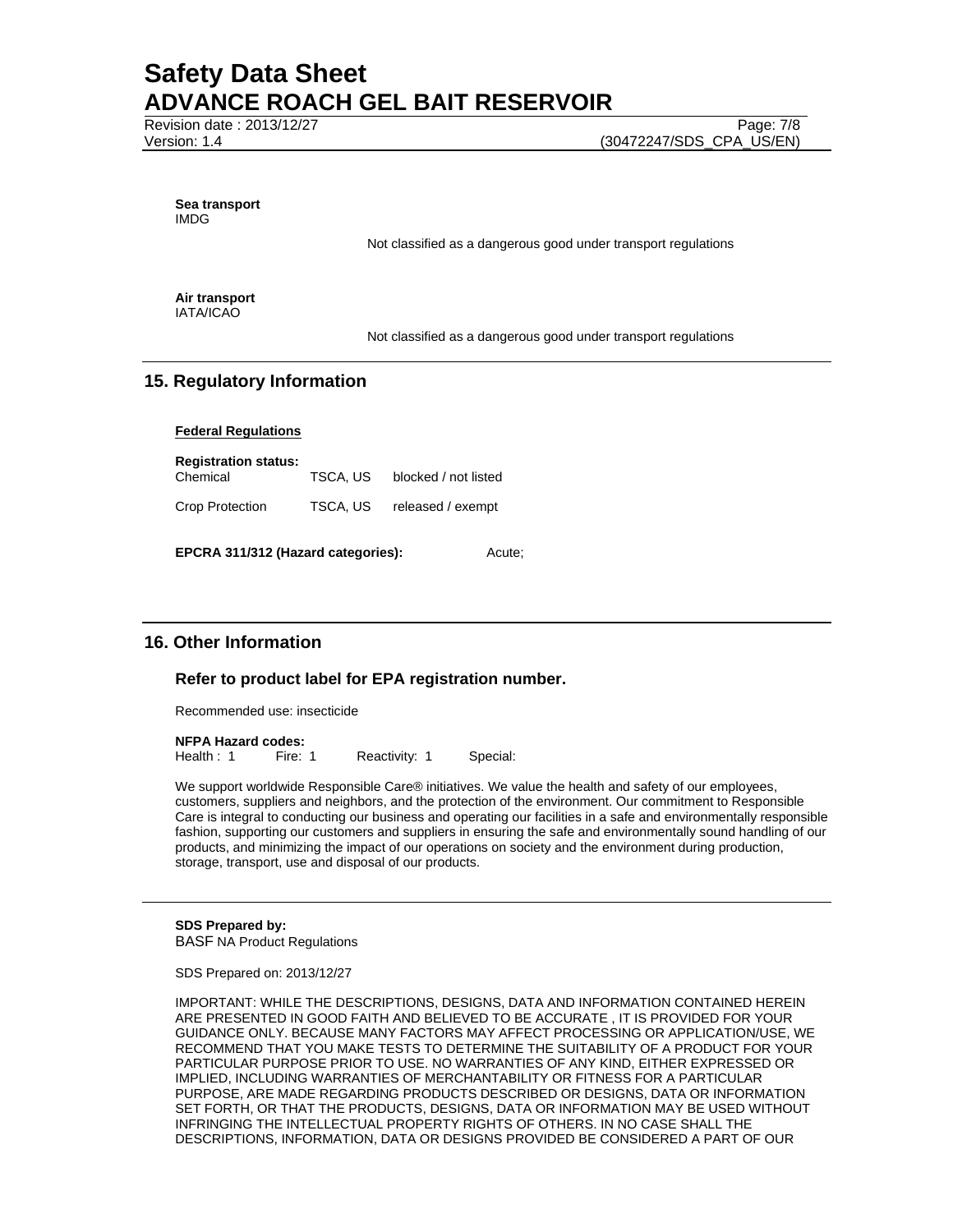**Sea transport**
IMDG

Not classified as a dangerous good under transport regulations

**Air transport**
IATA/ICAO

Not classified as a dangerous good under transport regulations

## 15. Regulatory Information

**Federal Regulations**

**Registration status:**

| | | |
|---|---|---|
| Chemical | TSCA, US | blocked / not listed |
| Crop Protection | TSCA, US | released / exempt |

**EPCRA 311/312 (Hazard categories):** Acute;

## 16. Other Information

### Refer to product label for EPA registration number.

Recommended use: insecticide

**NFPA Hazard codes:**
Health : 1 Fire: 1 Reactivity: 1 Special:

We support worldwide Responsible Care® initiatives. We value the health and safety of our employees, customers, suppliers and neighbors, and the protection of the environment. Our commitment to Responsible Care is integral to conducting our business and operating our facilities in a safe and environmentally responsible fashion, supporting our customers and suppliers in ensuring the safe and environmentally sound handling of our products, and minimizing the impact of our operations on society and the environment during production, storage, transport, use and disposal of our products.

**SDS Prepared by:**
BASF NA Product Regulations

SDS Prepared on: 2013/12/27

IMPORTANT: WHILE THE DESCRIPTIONS, DESIGNS, DATA AND INFORMATION CONTAINED HEREIN ARE PRESENTED IN GOOD FAITH AND BELIEVED TO BE ACCURATE , IT IS PROVIDED FOR YOUR GUIDANCE ONLY. BECAUSE MANY FACTORS MAY AFFECT PROCESSING OR APPLICATION/USE, WE RECOMMEND THAT YOU MAKE TESTS TO DETERMINE THE SUITABILITY OF A PRODUCT FOR YOUR PARTICULAR PURPOSE PRIOR TO USE. NO WARRANTIES OF ANY KIND, EITHER EXPRESSED OR IMPLIED, INCLUDING WARRANTIES OF MERCHANTABILITY OR FITNESS FOR A PARTICULAR PURPOSE, ARE MADE REGARDING PRODUCTS DESCRIBED OR DESIGNS, DATA OR INFORMATION SET FORTH, OR THAT THE PRODUCTS, DESIGNS, DATA OR INFORMATION MAY BE USED WITHOUT INFRINGING THE INTELLECTUAL PROPERTY RIGHTS OF OTHERS. IN NO CASE SHALL THE DESCRIPTIONS, INFORMATION, DATA OR DESIGNS PROVIDED BE CONSIDERED A PART OF OUR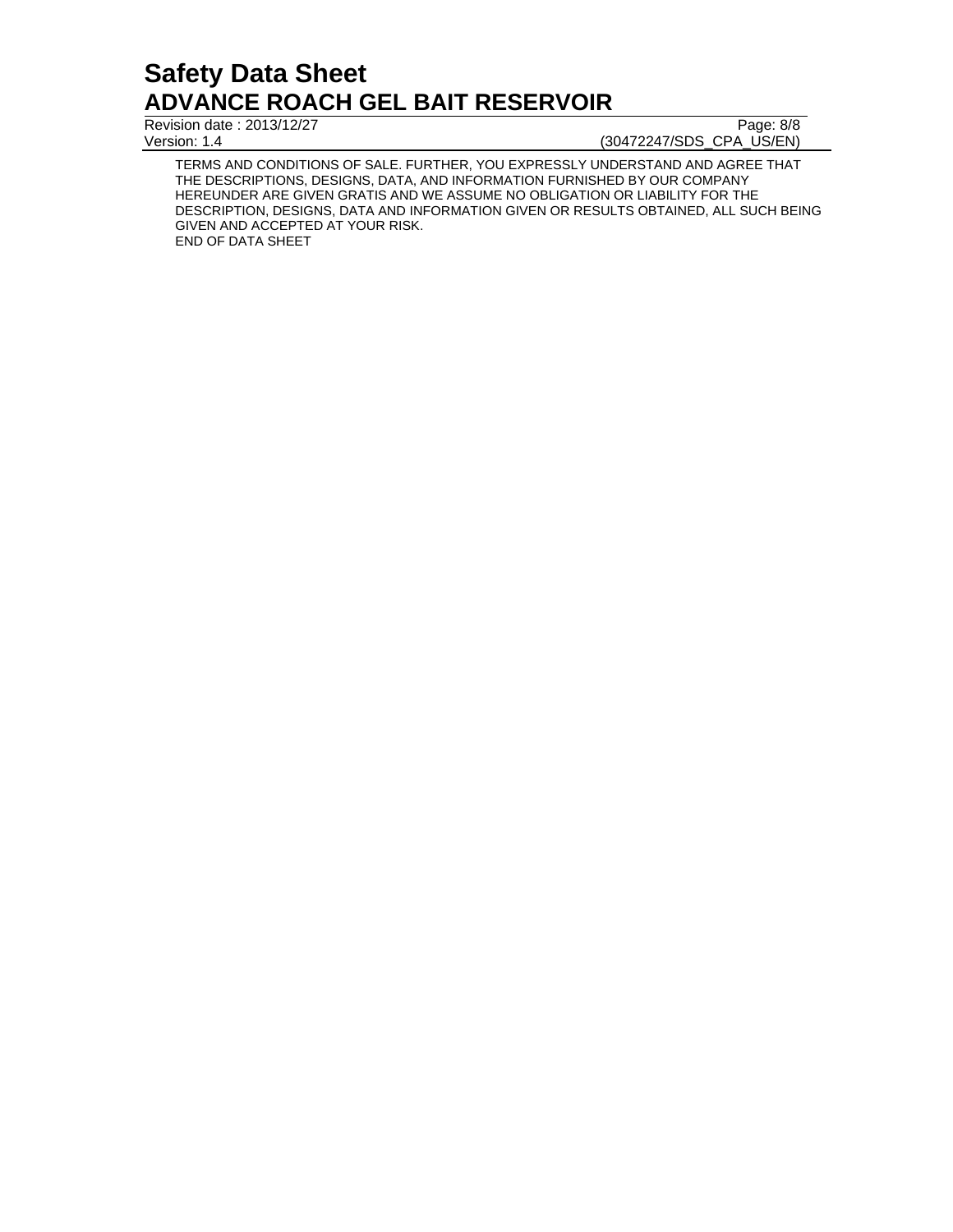TERMS AND CONDITIONS OF SALE. FURTHER, YOU EXPRESSLY UNDERSTAND AND AGREE THAT THE DESCRIPTIONS, DESIGNS, DATA, AND INFORMATION FURNISHED BY OUR COMPANY HEREUNDER ARE GIVEN GRATIS AND WE ASSUME NO OBLIGATION OR LIABILITY FOR THE DESCRIPTION, DESIGNS, DATA AND INFORMATION GIVEN OR RESULTS OBTAINED, ALL SUCH BEING GIVEN AND ACCEPTED AT YOUR RISK.

END OF DATA SHEET